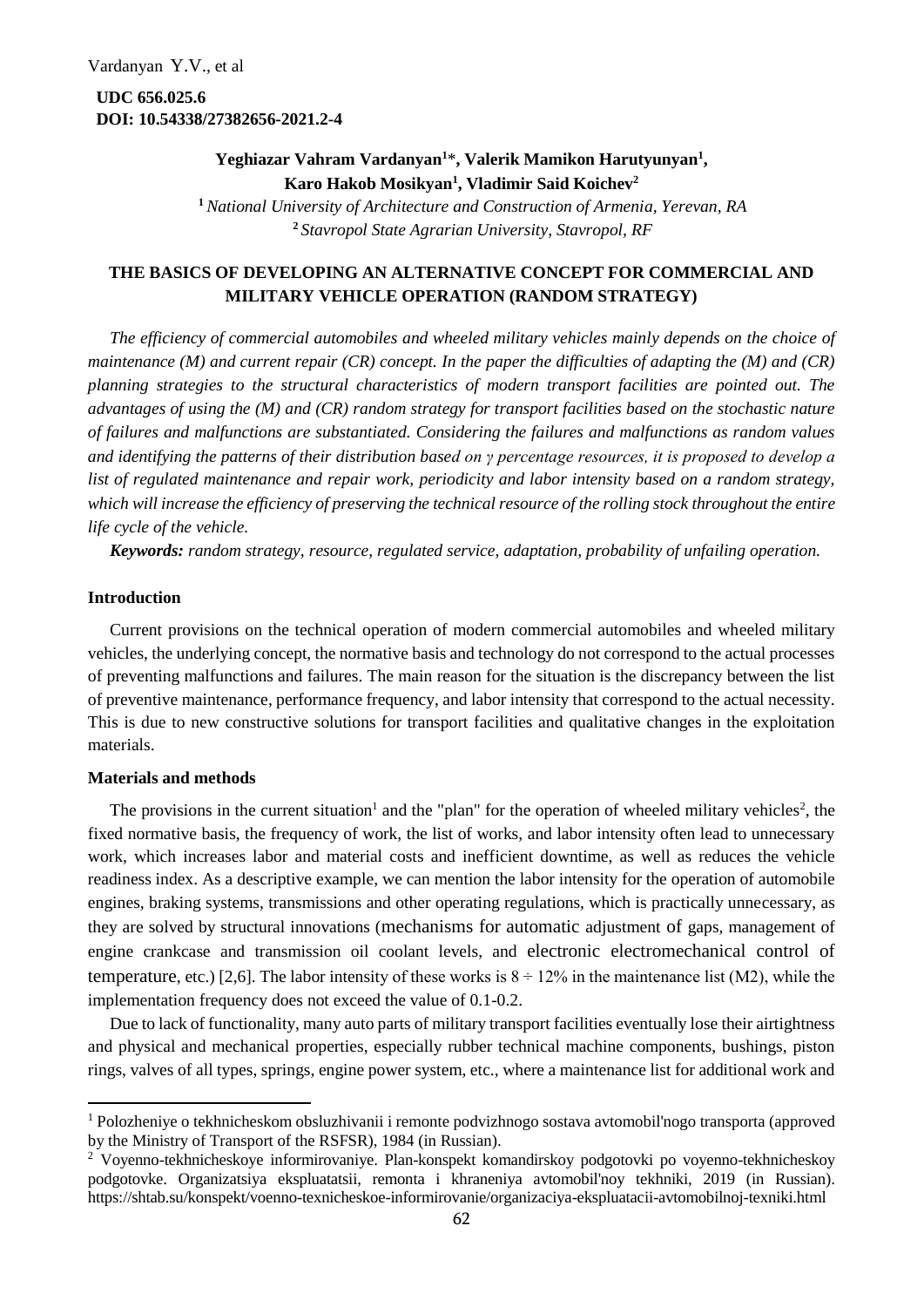**UDC 656.025.6**
**DOI: 10.54338/27382656-2021.2-4**

**Yeghiazar Vahram Vardanyan[1]*, Valerik Mamikon Harutyunyan[1], Karo Hakob Mosikyan[1], Vladimir Said Koichev[2]**

[1] *National University of Architecture and Construction of Armenia, Yerevan, RA*
[2] *Stavropol State Agrarian University, Stavropol, RF*

# THE BASICS OF DEVELOPING AN ALTERNATIVE CONCEPT FOR COMMERCIAL AND MILITARY VEHICLE OPERATION (RANDOM STRATEGY)

*The efficiency of commercial automobiles and wheeled military vehicles mainly depends on the choice of maintenance (M) and current repair (CR) concept. In the paper the difficulties of adapting the (M) and (CR) planning strategies to the structural characteristics of modern transport facilities are pointed out. The advantages of using the (M) and (CR) random strategy for transport facilities based on the stochastic nature of failures and malfunctions are substantiated. Considering the failures and malfunctions as random values and identifying the patterns of their distribution based on γ percentage resources, it is proposed to develop a list of regulated maintenance and repair work, periodicity and labor intensity based on a random strategy, which will increase the efficiency of preserving the technical resource of the rolling stock throughout the entire life cycle of the vehicle.*

***Keywords:*** *random strategy, resource, regulated service, adaptation, probability of unfailing operation.*

## Introduction

Current provisions on the technical operation of modern commercial automobiles and wheeled military vehicles, the underlying concept, the normative basis and technology do not correspond to the actual processes of preventing malfunctions and failures. The main reason for the situation is the discrepancy between the list of preventive maintenance, performance frequency, and labor intensity that correspond to the actual necessity. This is due to new constructive solutions for transport facilities and qualitative changes in the exploitation materials.

## Materials and methods

The provisions in the current situation[1] and the "plan" for the operation of wheeled military vehicles[2], the fixed normative basis, the frequency of work, the list of works, and labor intensity often lead to unnecessary work, which increases labor and material costs and inefficient downtime, as well as reduces the vehicle readiness index. As a descriptive example, we can mention the labor intensity for the operation of automobile engines, braking systems, transmissions and other operating regulations, which is practically unnecessary, as they are solved by structural innovations (mechanisms for automatic adjustment of gaps, management of engine crankcase and transmission oil coolant levels, and electronic electromechanical control of temperature, etc.) [2,6]. The labor intensity of these works is $8 \div 12\%$ in the maintenance list (M2), while the implementation frequency does not exceed the value of 0.1-0.2.

Due to lack of functionality, many auto parts of military transport facilities eventually lose their airtightness and physical and mechanical properties, especially rubber technical machine components, bushings, piston rings, valves of all types, springs, engine power system, etc., where a maintenance list for additional work and

---

[1] Polozheniye o tekhnicheskom obsluzhivanii i remonte podvizhnogo sostava avtomobil'nogo transporta (approved by the Ministry of Transport of the RSFSR), 1984 (in Russian).

[2] Voyenno-tekhnicheskoye informirovaniye. Plan-konspekt komandirskoy podgotovki po voyenno-tekhnicheskoy podgotovke. Organizatsiya ekspluatatsii, remonta i khraneniya avtomobil'noy tekhniki, 2019 (in Russian). https://shtab.su/konspekt/voenno-texnicheskoe-informirovanie/organizaciya-ekspluatacii-avtomobilnoj-texniki.html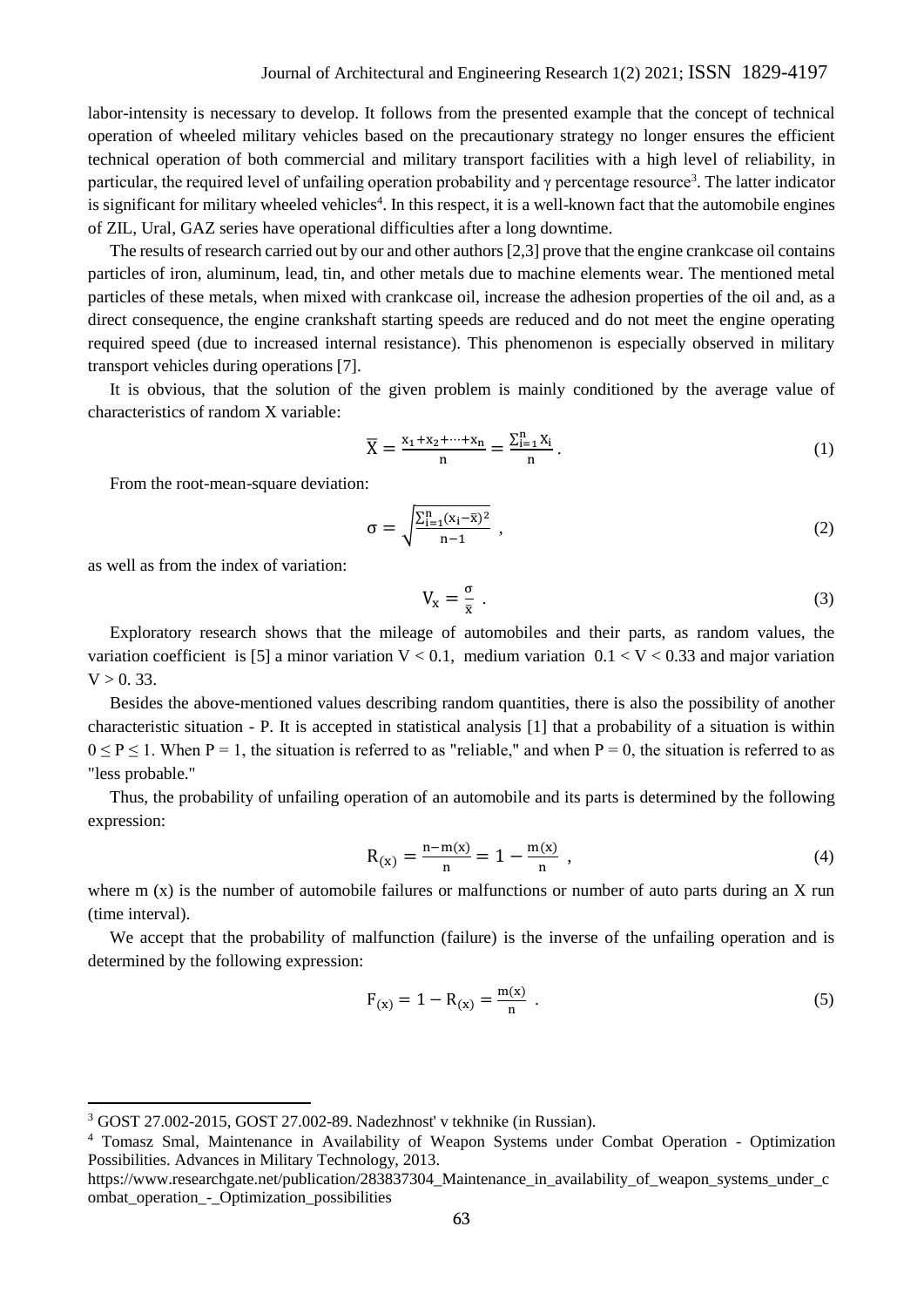labor-intensity is necessary to develop. It follows from the presented example that the concept of technical operation of wheeled military vehicles based on the precautionary strategy no longer ensures the efficient technical operation of both commercial and military transport facilities with a high level of reliability, in particular, the required level of unfailing operation probability and γ percentage resource[3]. The latter indicator is significant for military wheeled vehicles[4]. In this respect, it is a well-known fact that the automobile engines of ZIL, Ural, GAZ series have operational difficulties after a long downtime.

The results of research carried out by our and other authors [2,3] prove that the engine crankcase oil contains particles of iron, aluminum, lead, tin, and other metals due to machine elements wear. The mentioned metal particles of these metals, when mixed with crankcase oil, increase the adhesion properties of the oil and, as a direct consequence, the engine crankshaft starting speeds are reduced and do not meet the engine operating required speed (due to increased internal resistance). This phenomenon is especially observed in military transport vehicles during operations [7].

It is obvious, that the solution of the given problem is mainly conditioned by the average value of characteristics of random X variable:

$$\overline{X} = \frac{x_1 + x_2 + \cdots + x_n}{n} = \frac{\sum_{i=1}^{n} X_i}{n} . \tag{1}$$

From the root-mean-square deviation:

$$\sigma = \sqrt{\frac{\sum_{i=1}^{n} (x_i - \bar{x})^2}{n-1}} , \tag{2}$$

as well as from the index of variation:

$$V_x = \frac{\sigma}{\bar{x}} . \tag{3}$$

Exploratory research shows that the mileage of automobiles and their parts, as random values, the variation coefficient is [5] a minor variation $V < 0.1$, medium variation $0.1 < V < 0.33$ and major variation $V > 0.33$.

Besides the above-mentioned values describing random quantities, there is also the possibility of another characteristic situation - P. It is accepted in statistical analysis [1] that a probability of a situation is within $0 \leq P \leq 1$. When $P = 1$, the situation is referred to as "reliable," and when $P = 0$, the situation is referred to as "less probable."

Thus, the probability of unfailing operation of an automobile and its parts is determined by the following expression:

$$R_{(x)} = \frac{n - m(x)}{n} = 1 - \frac{m(x)}{n} , \tag{4}$$

where m (x) is the number of automobile failures or malfunctions or number of auto parts during an X run (time interval).

We accept that the probability of malfunction (failure) is the inverse of the unfailing operation and is determined by the following expression:

$$F_{(x)} = 1 - R_{(x)} = \frac{m(x)}{n} . \tag{5}$$

---

[3] GOST 27.002-2015, GOST 27.002-89. Nadezhnost' v tekhnike (in Russian).

[4] Tomasz Smal, Maintenance in Availability of Weapon Systems under Combat Operation - Optimization Possibilities. Advances in Military Technology, 2013. https://www.researchgate.net/publication/283837304_Maintenance_in_availability_of_weapon_systems_under_combat_operation_-_Optimization_possibilities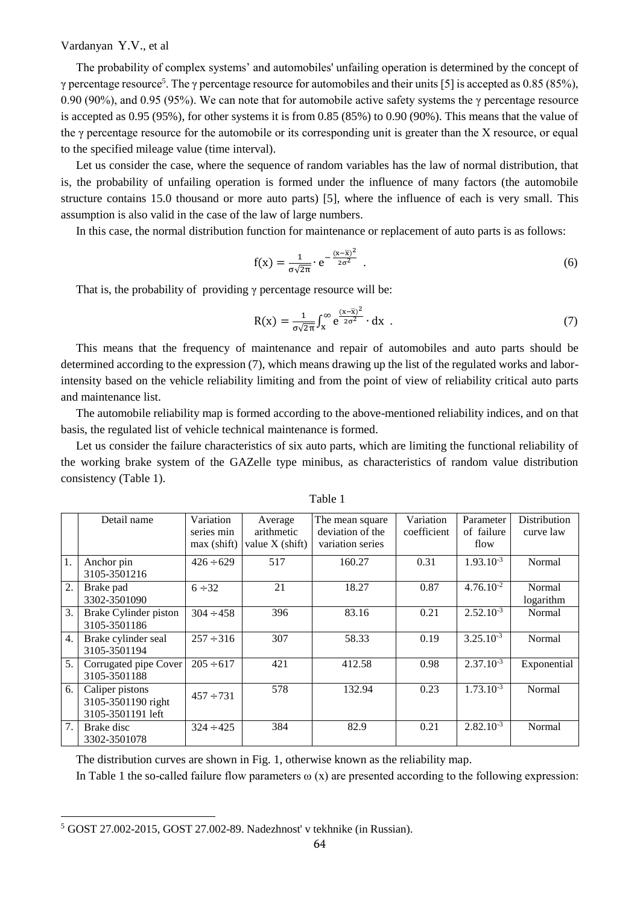The probability of complex systems' and automobiles' unfailing operation is determined by the concept of γ percentage resource[5]. The γ percentage resource for automobiles and their units [5] is accepted as 0.85 (85%), 0.90 (90%), and 0.95 (95%). We can note that for automobile active safety systems the γ percentage resource is accepted as 0.95 (95%), for other systems it is from 0.85 (85%) to 0.90 (90%). This means that the value of the γ percentage resource for the automobile or its corresponding unit is greater than the X resource, or equal to the specified mileage value (time interval).

Let us consider the case, where the sequence of random variables has the law of normal distribution, that is, the probability of unfailing operation is formed under the influence of many factors (the automobile structure contains 15.0 thousand or more auto parts) [5], where the influence of each is very small. This assumption is also valid in the case of the law of large numbers.

In this case, the normal distribution function for maintenance or replacement of auto parts is as follows:

$$f(x) = \frac{1}{\sigma\sqrt{2\pi}} \cdot e^{-\frac{(x-\bar{x})^2}{2\sigma^2}} \quad . \tag{6}$$

That is, the probability of providing γ percentage resource will be:

$$R(x) = \frac{1}{\sigma\sqrt{2\pi}} \int_x^{\infty} e^{\frac{(x-\bar{x})^2}{2\sigma^2}} \cdot dx \quad . \tag{7}$$

This means that the frequency of maintenance and repair of automobiles and auto parts should be determined according to the expression (7), which means drawing up the list of the regulated works and labor-intensity based on the vehicle reliability limiting and from the point of view of reliability critical auto parts and maintenance list.

The automobile reliability map is formed according to the above-mentioned reliability indices, and on that basis, the regulated list of vehicle technical maintenance is formed.

Let us consider the failure characteristics of six auto parts, which are limiting the functional reliability of the working brake system of the GAZelle type minibus, as characteristics of random value distribution consistency (Table 1).

Table 1

| | Detail name | Variation series min max (shift) | Average arithmetic value X (shift) | The mean square deviation of the variation series | Variation coefficient | Parameter of failure flow | Distribution curve law |
|---|---|---|---|---|---|---|---|
| 1. | Anchor pin 3105-3501216 | 426 ÷629 | 517 | 160.27 | 0.31 | $1.93.10^{-3}$ | Normal |
| 2. | Brake pad 3302-3501090 | 6 ÷32 | 21 | 18.27 | 0.87 | $4.76.10^{-2}$ | Normal logarithm |
| 3. | Brake Cylinder piston 3105-3501186 | 304 ÷458 | 396 | 83.16 | 0.21 | $2.52.10^{-3}$ | Normal |
| 4. | Brake cylinder seal 3105-3501194 | 257 ÷316 | 307 | 58.33 | 0.19 | $3.25.10^{-3}$ | Normal |
| 5. | Corrugated pipe Cover 3105-3501188 | 205 ÷617 | 421 | 412.58 | 0.98 | $2.37.10^{-3}$ | Exponential |
| 6. | Caliper pistons 3105-3501190 right 3105-3501191 left | 457 ÷731 | 578 | 132.94 | 0.23 | $1.73.10^{-3}$ | Normal |
| 7. | Brake disc 3302-3501078 | 324 ÷425 | 384 | 82.9 | 0.21 | $2.82.10^{-3}$ | Normal |

The distribution curves are shown in Fig. 1, otherwise known as the reliability map.

In Table 1 the so-called failure flow parameters ω (x) are presented according to the following expression:

[5] GOST 27.002-2015, GOST 27.002-89. Nadezhnost' v tekhnike (in Russian).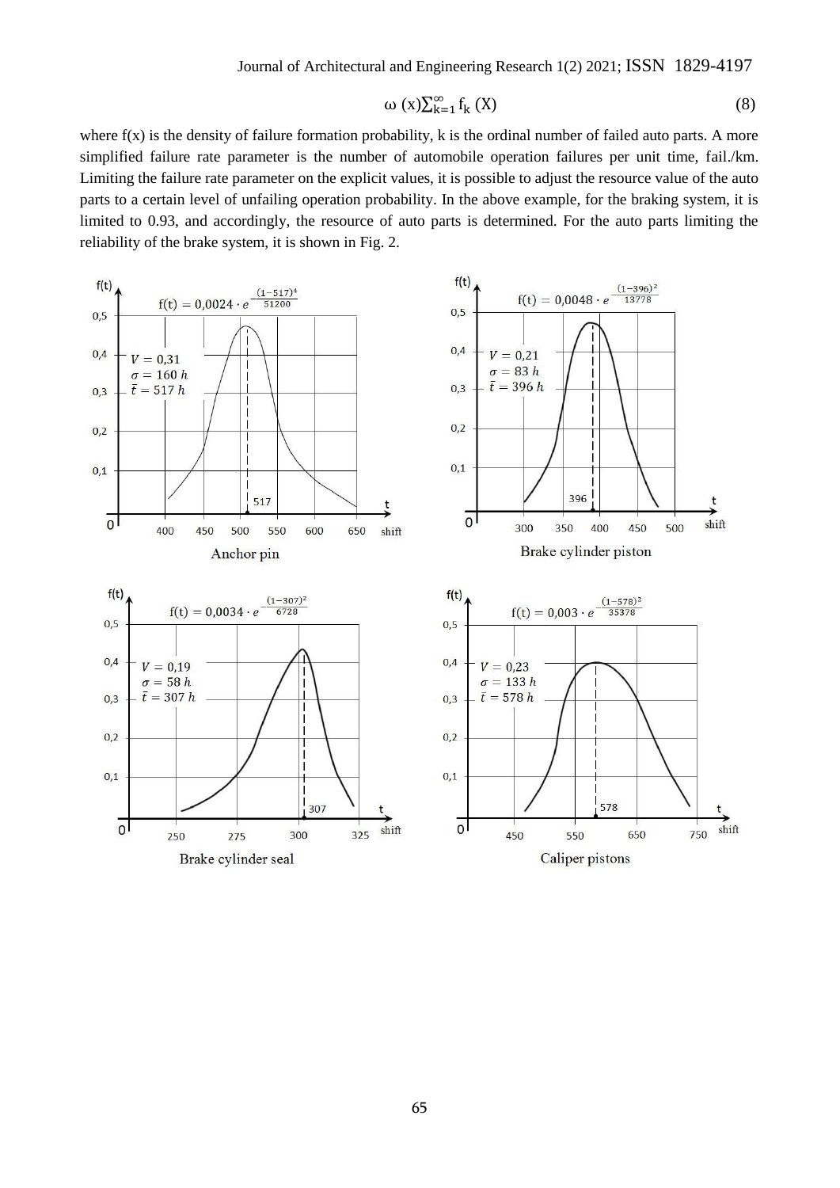$$\omega\ (x)\sum_{k=1}^{\infty} f_k\ (X) \quad (8)$$

where f(x) is the density of failure formation probability, k is the ordinal number of failed auto parts. A more simplified failure rate parameter is the number of automobile operation failures per unit time, fail./km. Limiting the failure rate parameter on the explicit values, it is possible to adjust the resource value of the auto parts to a certain level of unfailing operation probability. In the above example, for the braking system, it is limited to 0.93, and accordingly, the resource of auto parts is determined. For the auto parts limiting the reliability of the brake system, it is shown in Fig. 2.

f(t)

$f(t) = 0{,}0024 \cdot e^{-\frac{(1-517)^4}{51200}}$

$V = 0{,}31$
$\sigma = 160\ h$
$\bar{t} = 517\ h$

0,5
0,4
0,3
0,2
0,1
0
400 450 500 550 600 650 shift
517
t

Anchor pin

f(t)

$f(t) = 0{,}0048 \cdot e^{-\frac{(1-396)^2}{13778}}$

$V = 0{,}21$
$\sigma = 83\ h$
$\bar{t} = 396\ h$

0,5
0,4
0,3
0,2
0,1
0
300 350 400 450 500 shift
396
t

Brake cylinder piston

f(t)

$f(t) = 0{,}0034 \cdot e^{-\frac{(1-307)^2}{6728}}$

$V = 0{,}19$
$\sigma = 58\ h$
$\bar{t} = 307\ h$

0,5
0,4
0,3
0,2
0,1
0
250 275 300 325 shift
307
t

Brake cylinder seal

f(t)

$f(t) = 0{,}003 \cdot e^{-\frac{(1-578)^2}{35378}}$

$V = 0{,}23$
$\sigma = 133\ h$
$\bar{t} = 578\ h$

0,5
0,4
0,3
0,2
0,1
0
450 550 650 750 shift
578
t

Caliper pistons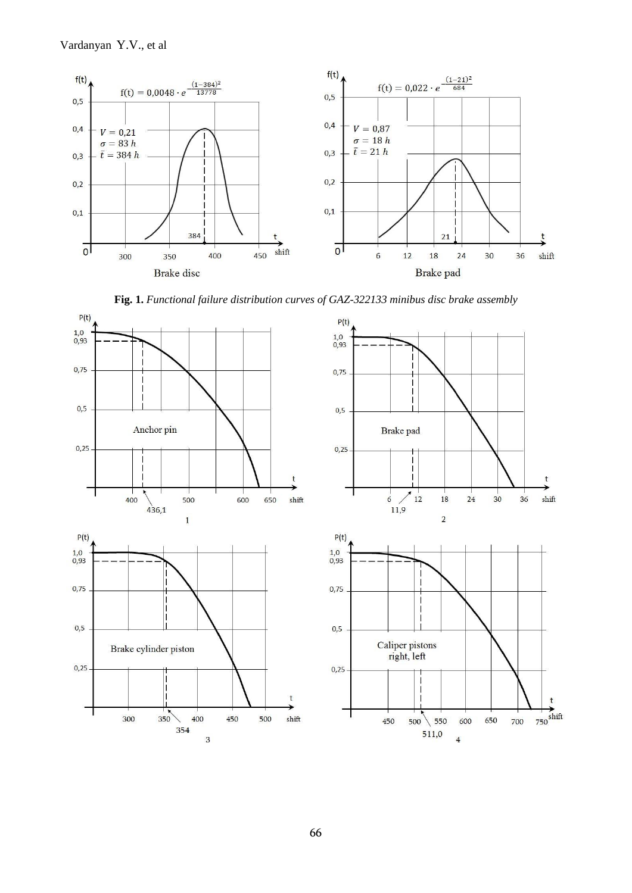f(t)

$f(t) = 0{,}0048 \cdot e^{-\frac{(1-384)^2}{13778}}$

0,5

0,4

0,3

0,2

0,1

0

$V = 0{,}21$

$\sigma = 83\ h$

$\bar{t} = 384\ h$

384

t

300 350 400 450 shift

Brake disc

f(t)

$f(t) = 0{,}022 \cdot e^{-\frac{(1-21)^2}{684}}$

0,5

0,4

0,3

0,2

0,1

0

$V = 0{,}87$

$\sigma = 18\ h$

$\bar{t} = 21\ h$

21

t

6 12 18 24 30 36 shift

Brake pad

**Fig. 1.** *Functional failure distribution curves of GAZ-322133 minibus disc brake assembly*

P(t)

1,0

0,93

0,75

0,5

0,25

Anchor pin

t

400 500 600 650 shift

436,1

1

P(t)

1,0

0,93

0,75

0,5

0,25

Brake pad

t

6 12 18 24 30 36 shift

11,9

2

P(t)

1,0

0,93

0,75

0,5

0,25

Brake cylinder piston

t

300 350 400 450 500 shift

354

3

P(t)

1,0

0,93

0,75

0,5

0,25

Caliper pistons right, left

t

450 500 550 600 650 700 750 shift

511,0

4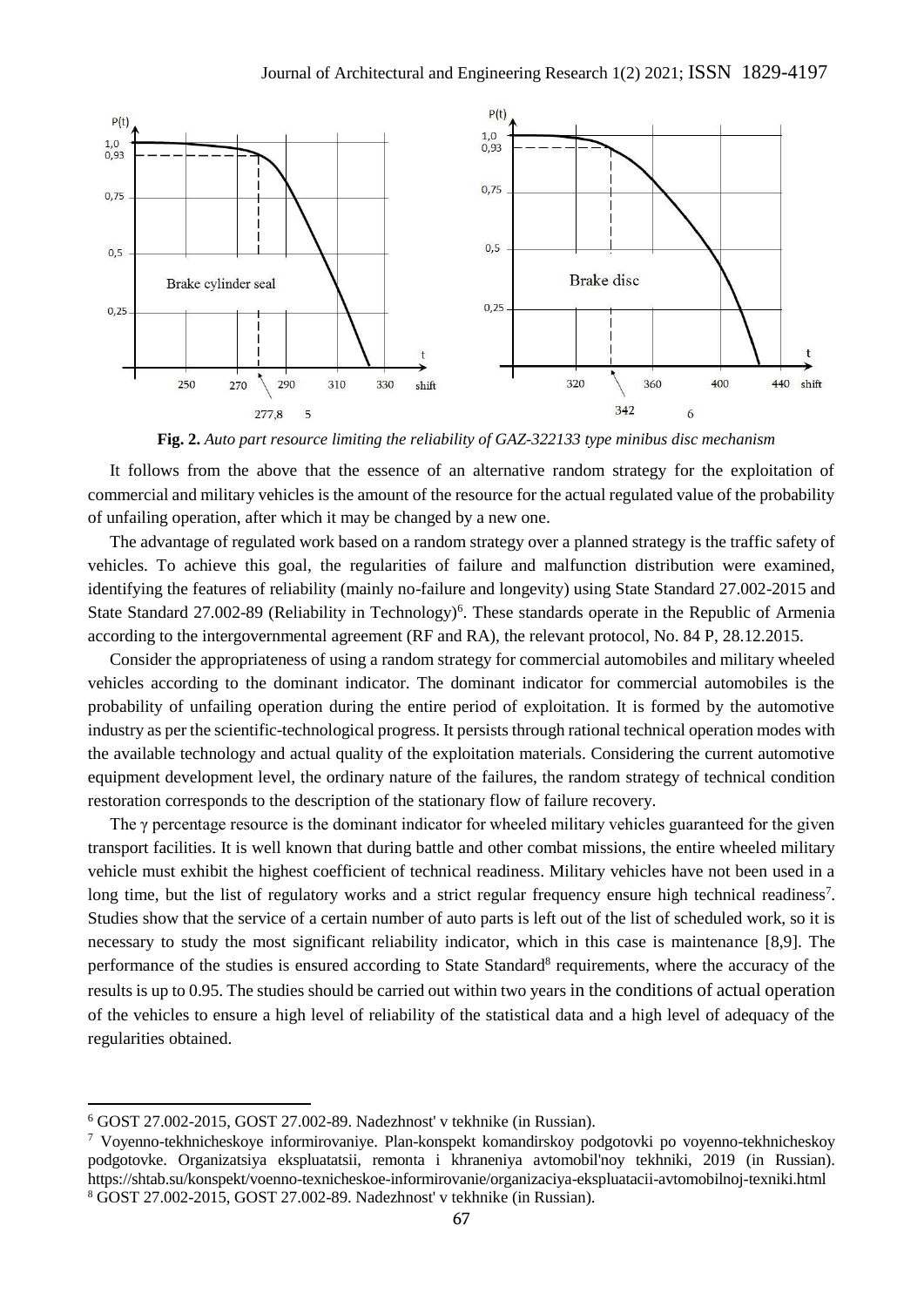P(t)

1,0
0,93

0,75

0,5

0,25

Brake cylinder seal

250 270 290 310 330 shift

277,8 5

P(t)

1,0
0,93

0,75

0,5

0,25

Brake disc

320 360 400 440 shift

342 6

**Fig. 2.** *Auto part resource limiting the reliability of GAZ-322133 type minibus disc mechanism*

It follows from the above that the essence of an alternative random strategy for the exploitation of commercial and military vehicles is the amount of the resource for the actual regulated value of the probability of unfailing operation, after which it may be changed by a new one.

The advantage of regulated work based on a random strategy over a planned strategy is the traffic safety of vehicles. To achieve this goal, the regularities of failure and malfunction distribution were examined, identifying the features of reliability (mainly no-failure and longevity) using State Standard 27.002-2015 and State Standard 27.002-89 (Reliability in Technology)[6]. These standards operate in the Republic of Armenia according to the intergovernmental agreement (RF and RA), the relevant protocol, No. 84 P, 28.12.2015.

Consider the appropriateness of using a random strategy for commercial automobiles and military wheeled vehicles according to the dominant indicator. The dominant indicator for commercial automobiles is the probability of unfailing operation during the entire period of exploitation. It is formed by the automotive industry as per the scientific-technological progress. It persists through rational technical operation modes with the available technology and actual quality of the exploitation materials. Considering the current automotive equipment development level, the ordinary nature of the failures, the random strategy of technical condition restoration corresponds to the description of the stationary flow of failure recovery.

The $\gamma$ percentage resource is the dominant indicator for wheeled military vehicles guaranteed for the given transport facilities. It is well known that during battle and other combat missions, the entire wheeled military vehicle must exhibit the highest coefficient of technical readiness. Military vehicles have not been used in a long time, but the list of regulatory works and a strict regular frequency ensure high technical readiness[7]. Studies show that the service of a certain number of auto parts is left out of the list of scheduled work, so it is necessary to study the most significant reliability indicator, which in this case is maintenance [8,9]. The performance of the studies is ensured according to State Standard[8] requirements, where the accuracy of the results is up to 0.95. The studies should be carried out within two years in the conditions of actual operation of the vehicles to ensure a high level of reliability of the statistical data and a high level of adequacy of the regularities obtained.

---

[6] GOST 27.002-2015, GOST 27.002-89. Nadezhnost' v tekhnike (in Russian).

[7] Voyenno-tekhnicheskoye informirovaniye. Plan-konspekt komandirskoy podgotovki po voyenno-tekhnicheskoy podgotovke. Organizatsiya ekspluatatsii, remonta i khraneniya avtomobil'noy tekhniki, 2019 (in Russian). https://shtab.su/konspekt/voenno-texnicheskoe-informirovanie/organizaciya-ekspluatacii-avtomobilnoj-texniki.html

[8] GOST 27.002-2015, GOST 27.002-89. Nadezhnost' v tekhnike (in Russian).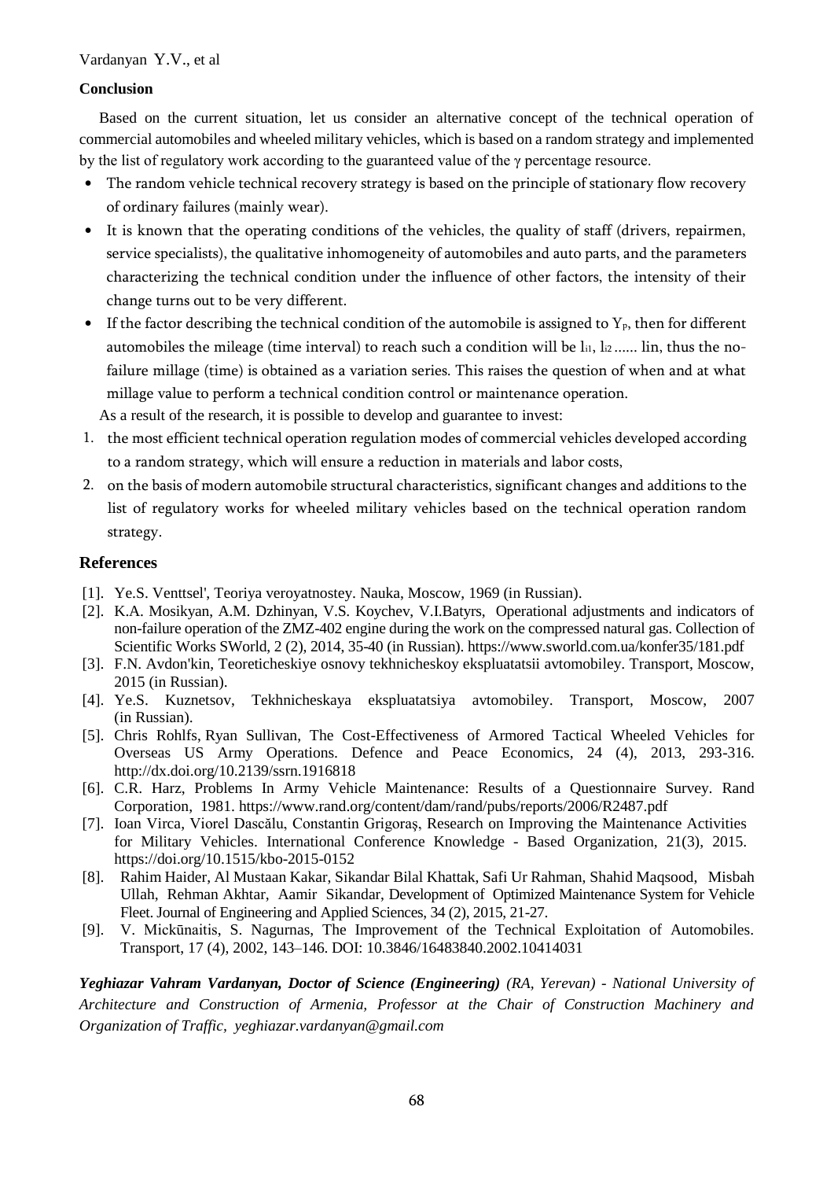## Conclusion

Based on the current situation, let us consider an alternative concept of the technical operation of commercial automobiles and wheeled military vehicles, which is based on a random strategy and implemented by the list of regulatory work according to the guaranteed value of the γ percentage resource.

- The random vehicle technical recovery strategy is based on the principle of stationary flow recovery of ordinary failures (mainly wear).
- It is known that the operating conditions of the vehicles, the quality of staff (drivers, repairmen, service specialists), the qualitative inhomogeneity of automobiles and auto parts, and the parameters characterizing the technical condition under the influence of other factors, the intensity of their change turns out to be very different.
- If the factor describing the technical condition of the automobile is assigned to $Y_P$, then for different automobiles the mileage (time interval) to reach such a condition will be $l_{i1}$, $l_{i2}$ ...... lin, thus the no-failure millage (time) is obtained as a variation series. This raises the question of when and at what millage value to perform a technical condition control or maintenance operation.

As a result of the research, it is possible to develop and guarantee to invest:

1. the most efficient technical operation regulation modes of commercial vehicles developed according to a random strategy, which will ensure a reduction in materials and labor costs,
2. on the basis of modern automobile structural characteristics, significant changes and additions to the list of regulatory works for wheeled military vehicles based on the technical operation random strategy.

## References

[1]. Ye.S. Venttsel', Teoriya veroyatnostey. Nauka, Moscow, 1969 (in Russian).

[2]. K.A. Mosikyan, A.M. Dzhinyan, V.S. Koychev, V.I.Batyrs, Operational adjustments and indicators of non-failure operation of the ZMZ-402 engine during the work on the compressed natural gas. Collection of Scientific Works SWorld, 2 (2), 2014, 35-40 (in Russian). https://www.sworld.com.ua/konfer35/181.pdf

[3]. F.N. Avdon'kin, Teoreticheskiye osnovy tekhnicheskoy ekspluatatsii avtomobiley. Transport, Moscow, 2015 (in Russian).

[4]. Ye.S. Kuznetsov, Tekhnicheskaya ekspluatatsiya avtomobiley. Transport, Moscow, 2007 (in Russian).

[5]. Chris Rohlfs, Ryan Sullivan, The Cost-Effectiveness of Armored Tactical Wheeled Vehicles for Overseas US Army Operations. Defence and Peace Economics, 24 (4), 2013, 293-316. http://dx.doi.org/10.2139/ssrn.1916818

[6]. C.R. Harz, Problems In Army Vehicle Maintenance: Results of a Questionnaire Survey. Rand Corporation, 1981. https://www.rand.org/content/dam/rand/pubs/reports/2006/R2487.pdf

[7]. Ioan Virca, Viorel Dascălu, Constantin Grigoraş, Research on Improving the Maintenance Activities for Military Vehicles. International Conference Knowledge - Based Organization, 21(3), 2015. https://doi.org/10.1515/kbo-2015-0152

[8]. Rahim Haider, Al Mustaan Kakar, Sikandar Bilal Khattak, Safi Ur Rahman, Shahid Maqsood, Misbah Ullah, Rehman Akhtar, Aamir Sikandar, Development of Optimized Maintenance System for Vehicle Fleet. Journal of Engineering and Applied Sciences, 34 (2), 2015, 21-27.

[9]. V. Mickūnaitis, S. Nagurnas, The Improvement of the Technical Exploitation of Automobiles. Transport, 17 (4), 2002, 143–146. DOI: 10.3846/16483840.2002.10414031

***Yeghiazar Vahram Vardanyan, Doctor of Science (Engineering)*** *(RA, Yerevan) - National University of Architecture and Construction of Armenia, Professor at the Chair of Construction Machinery and Organization of Traffic, yeghiazar.vardanyan@gmail.com*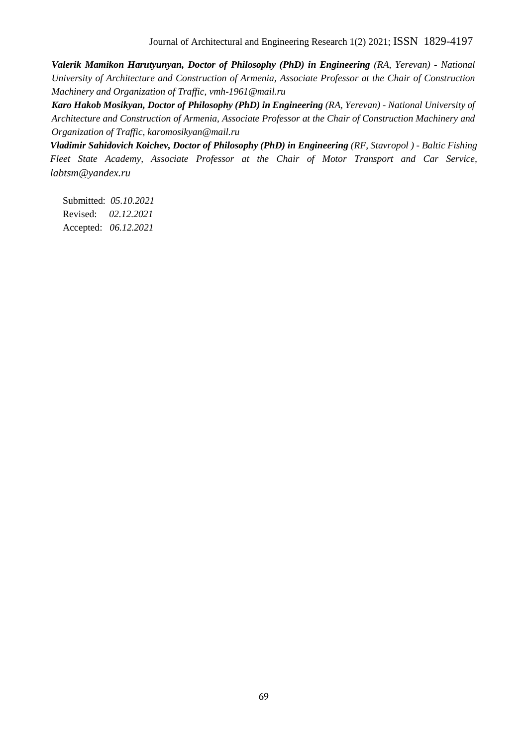***Valerik Mamikon Harutyunyan, Doctor of Philosophy (PhD) in Engineering*** *(RA, Yerevan) - National University of Architecture and Construction of Armenia, Associate Professor at the Chair of Construction Machinery and Organization of Traffic, vmh-1961@mail.ru*

***Karo Hakob Mosikyan, Doctor of Philosophy (PhD) in Engineering*** *(RA, Yerevan) - National University of Architecture and Construction of Armenia, Associate Professor at the Chair of Construction Machinery and Organization of Traffic, karomosikyan@mail.ru*

***Vladimir Sahidovich Koichev, Doctor of Philosophy (PhD) in Engineering*** *(RF, Stavropol ) - Baltic Fishing Fleet State Academy, Associate Professor at the Chair of Motor Transport and Car Service, labtsm@yandex.ru*

Submitted: *05.10.2021*
Revised: *02.12.2021*
Accepted: *06.12.2021*